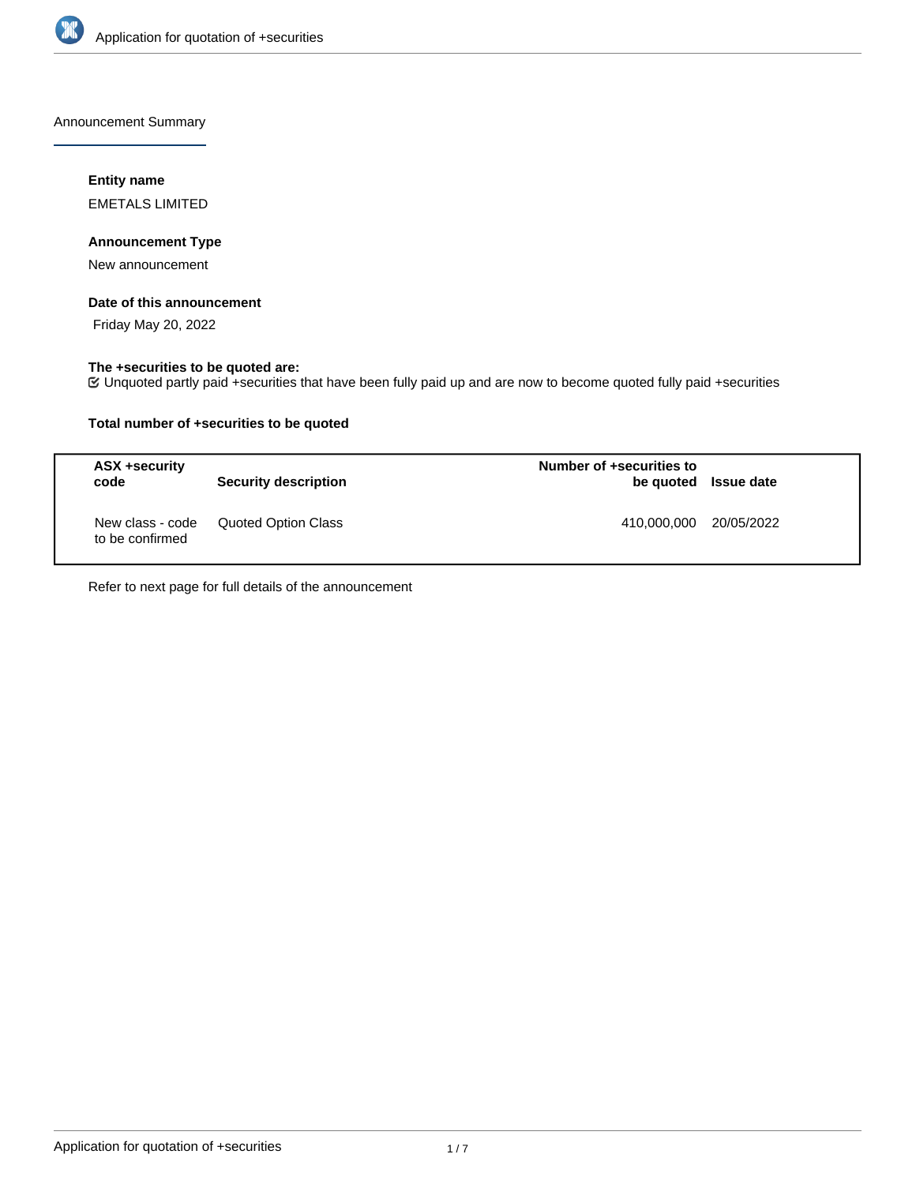Announcement Summary

**Entity name**

EMETALS LIMITED

**Announcement Type**

New announcement

**Date of this announcement**

Friday May 20, 2022

**The +securities to be quoted are:**

Unquoted partly paid +securities that have been fully paid up and are now to become quoted fully paid +securities

**Total number of +securities to be quoted**

| ASX +security code | Security description | Number of +securities to be quoted | Issue date |
|---|---|---|---|
| New class - code to be confirmed | Quoted Option Class | 410,000,000 | 20/05/2022 |

Refer to next page for full details of the announcement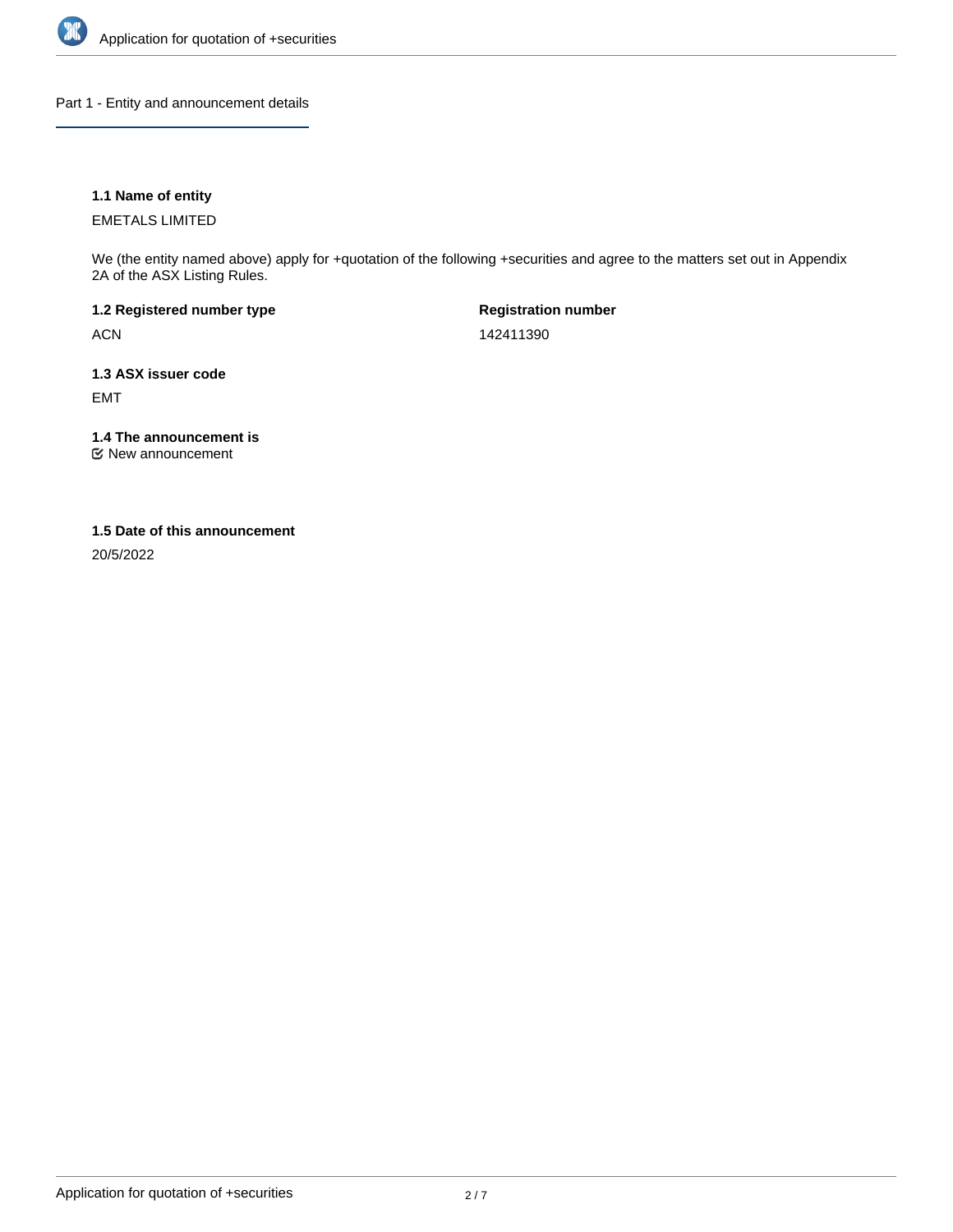## Part 1 - Entity and announcement details

**1.1 Name of entity**

EMETALS LIMITED

We (the entity named above) apply for +quotation of the following +securities and agree to the matters set out in Appendix 2A of the ASX Listing Rules.

**1.2 Registered number type**

ACN

**Registration number**

142411390

**1.3 ASX issuer code**

EMT

**1.4 The announcement is**

☑ New announcement

**1.5 Date of this announcement**

20/5/2022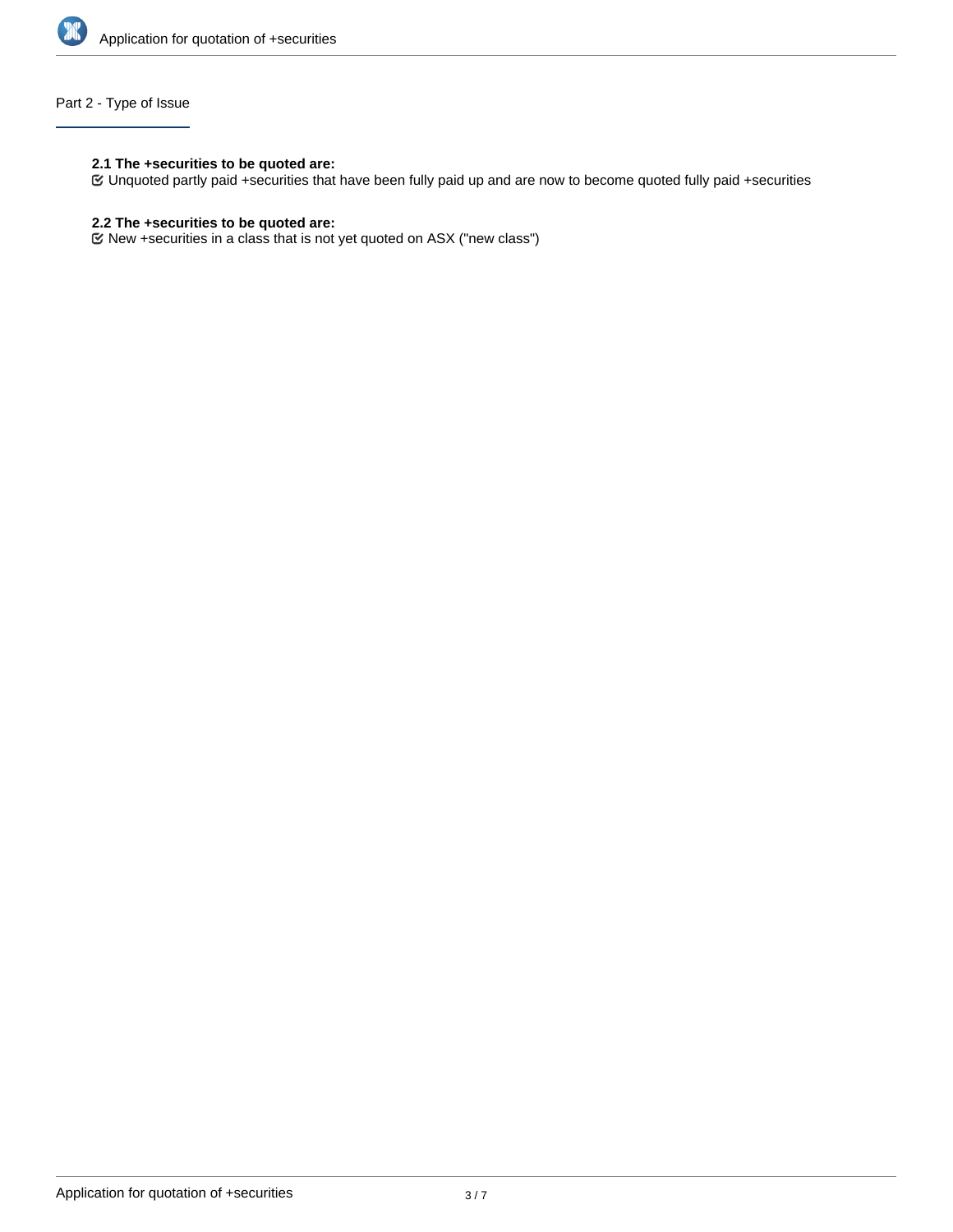## Part 2 - Type of Issue

**2.1 The +securities to be quoted are:**

☑ Unquoted partly paid +securities that have been fully paid up and are now to become quoted fully paid +securities

**2.2 The +securities to be quoted are:**

☑ New +securities in a class that is not yet quoted on ASX ("new class")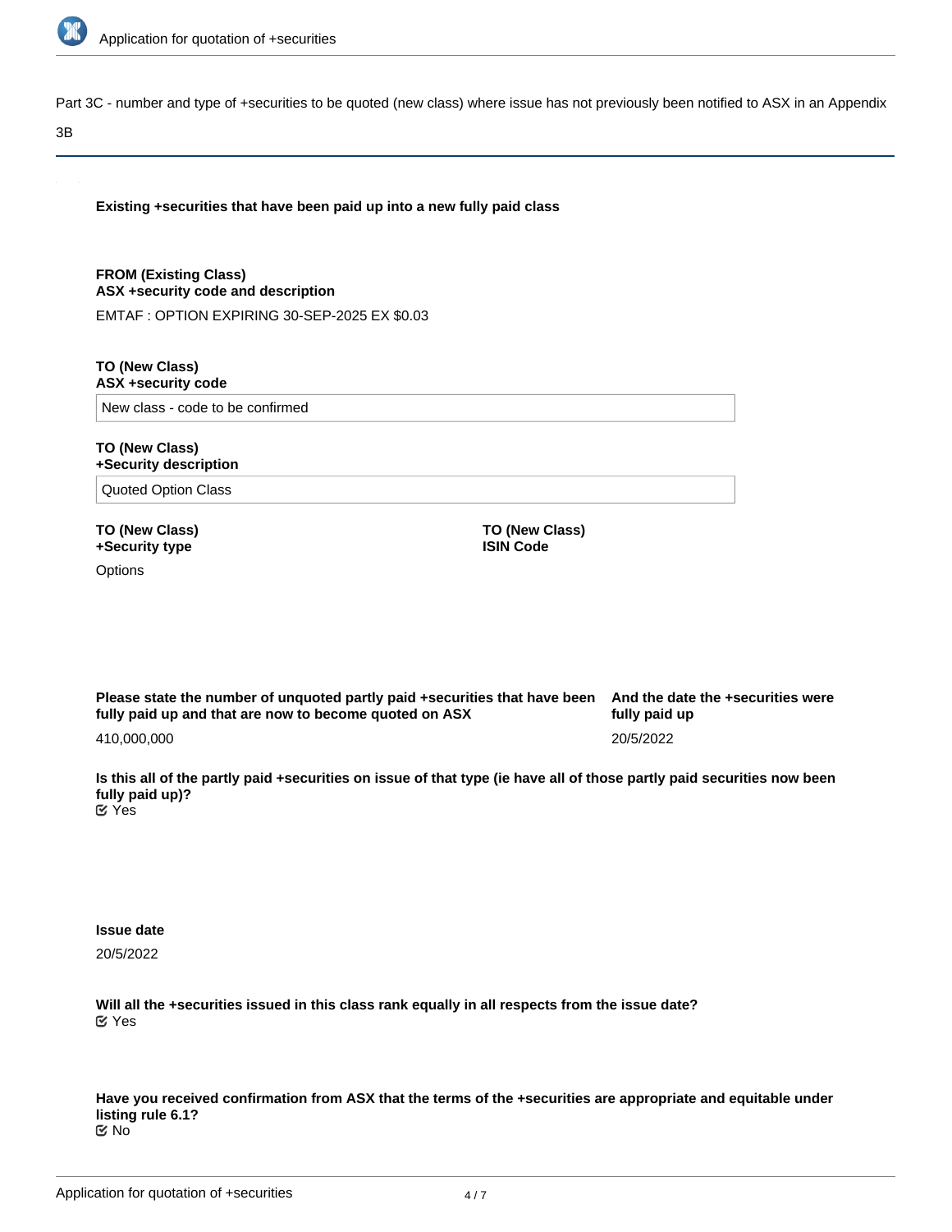Part 3C - number and type of +securities to be quoted (new class) where issue has not previously been notified to ASX in an Appendix 3B

**Existing +securities that have been paid up into a new fully paid class**

**FROM (Existing Class)**
**ASX +security code and description**

EMTAF : OPTION EXPIRING 30-SEP-2025 EX $0.03

**TO (New Class)**
**ASX +security code**

New class - code to be confirmed

**TO (New Class)**
**+Security description**

Quoted Option Class

**TO (New Class)**
**+Security type**

Options

**TO (New Class)**
**ISIN Code**

**Please state the number of unquoted partly paid +securities that have been fully paid up and that are now to become quoted on ASX**

410,000,000

**And the date the +securities were fully paid up**

20/5/2022

**Is this all of the partly paid +securities on issue of that type (ie have all of those partly paid securities now been fully paid up)?**

Yes

**Issue date**

20/5/2022

**Will all the +securities issued in this class rank equally in all respects from the issue date?**

Yes

**Have you received confirmation from ASX that the terms of the +securities are appropriate and equitable under listing rule 6.1?**

No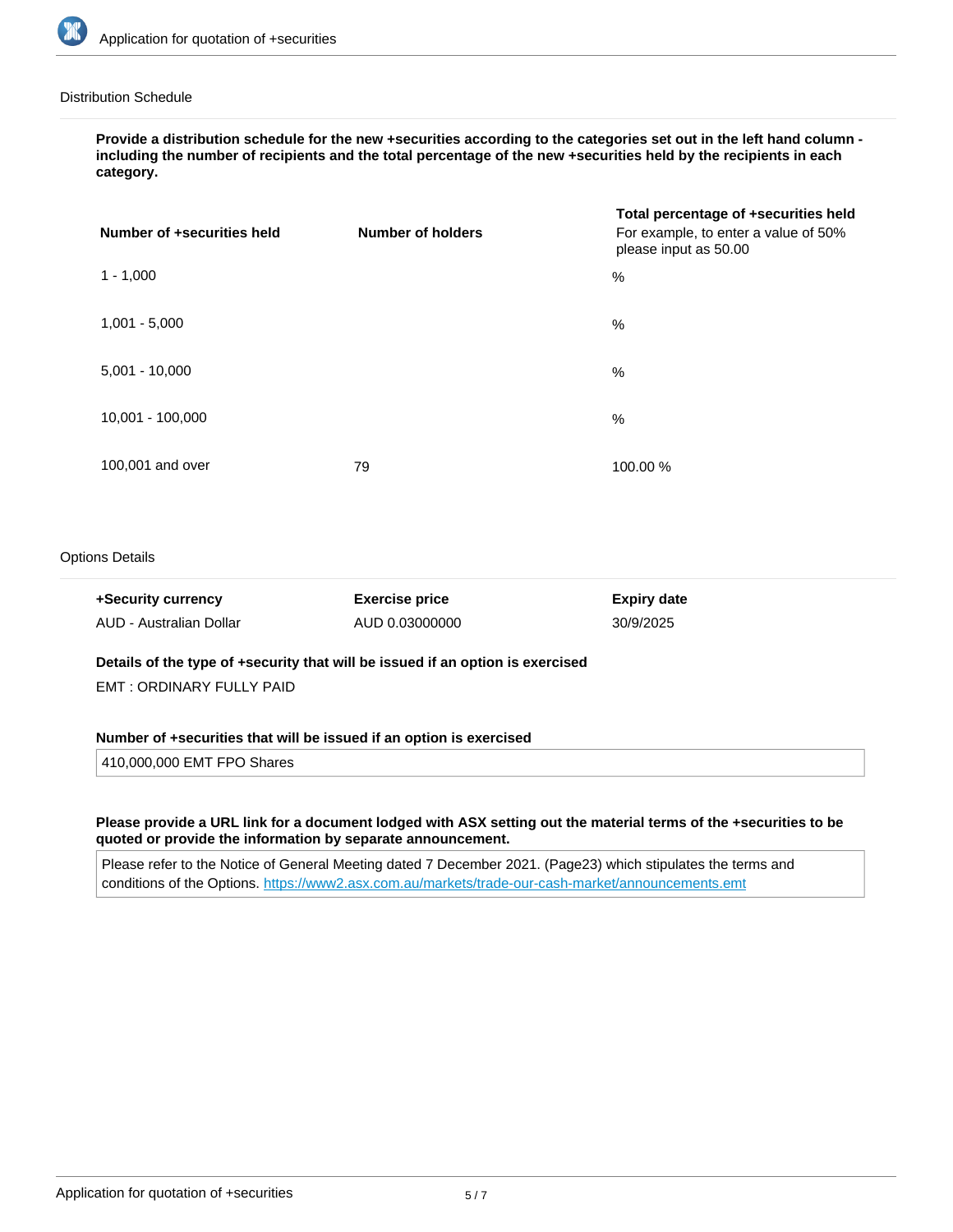## Distribution Schedule

**Provide a distribution schedule for the new +securities according to the categories set out in the left hand column - including the number of recipients and the total percentage of the new +securities held by the recipients in each category.**

| Number of +securities held | Number of holders | Total percentage of +securities held For example, to enter a value of 50% please input as 50.00 |
|---|---|---|
| 1 - 1,000 | | % |
| 1,001 - 5,000 | | % |
| 5,001 - 10,000 | | % |
| 10,001 - 100,000 | | % |
| 100,001 and over | 79 | 100.00 % |

## Options Details

| +Security currency | Exercise price | Expiry date |
|---|---|---|
| AUD - Australian Dollar | AUD 0.03000000 | 30/9/2025 |

**Details of the type of +security that will be issued if an option is exercised**

EMT : ORDINARY FULLY PAID

**Number of +securities that will be issued if an option is exercised**

410,000,000 EMT FPO Shares

**Please provide a URL link for a document lodged with ASX setting out the material terms of the +securities to be quoted or provide the information by separate announcement.**

Please refer to the Notice of General Meeting dated 7 December 2021. (Page23) which stipulates the terms and conditions of the Options. https://www2.asx.com.au/markets/trade-our-cash-market/announcements.emt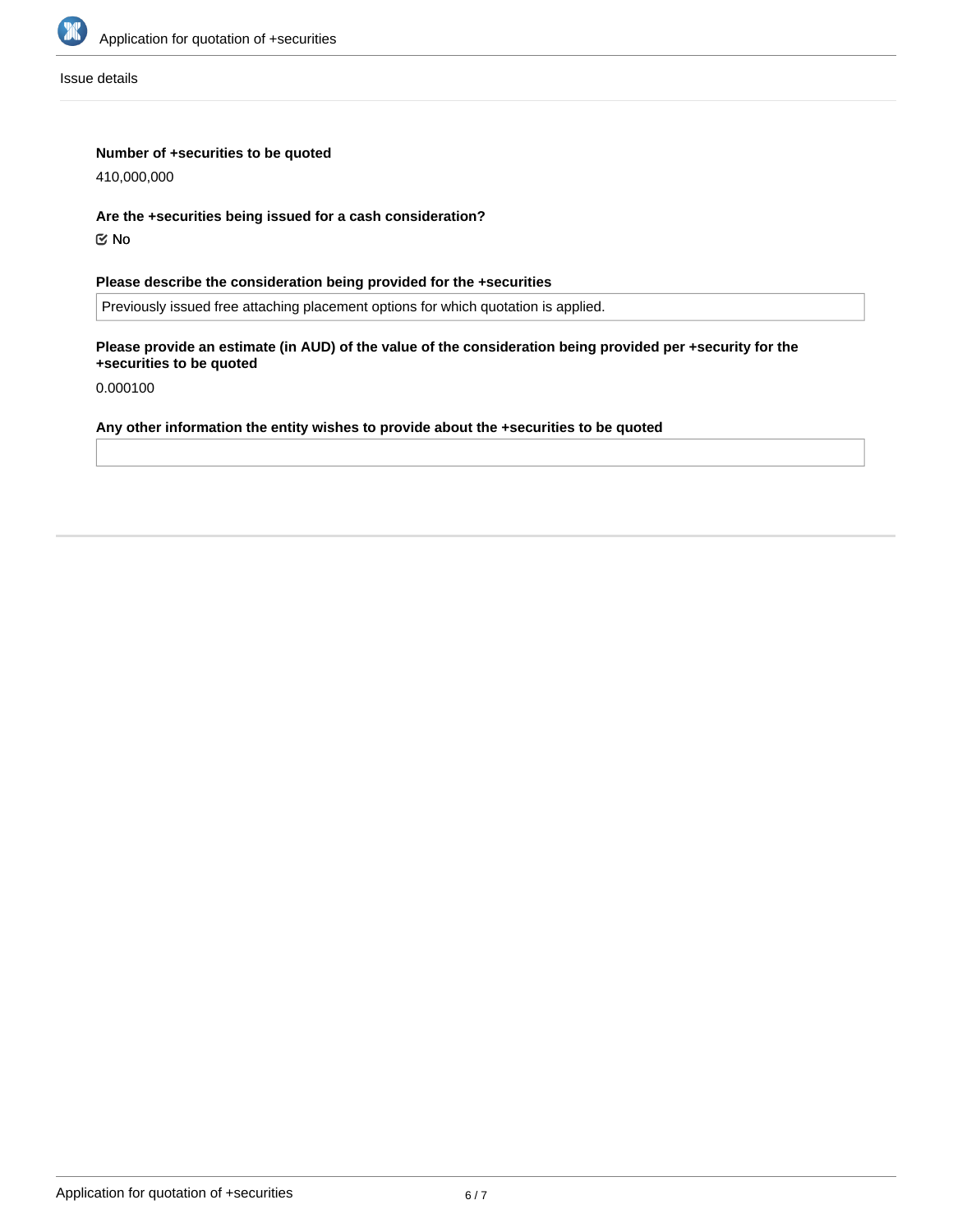Issue details

**Number of +securities to be quoted**

410,000,000

**Are the +securities being issued for a cash consideration?**

☑ No

**Please describe the consideration being provided for the +securities**

Previously issued free attaching placement options for which quotation is applied.

**Please provide an estimate (in AUD) of the value of the consideration being provided per +security for the +securities to be quoted**

0.000100

**Any other information the entity wishes to provide about the +securities to be quoted**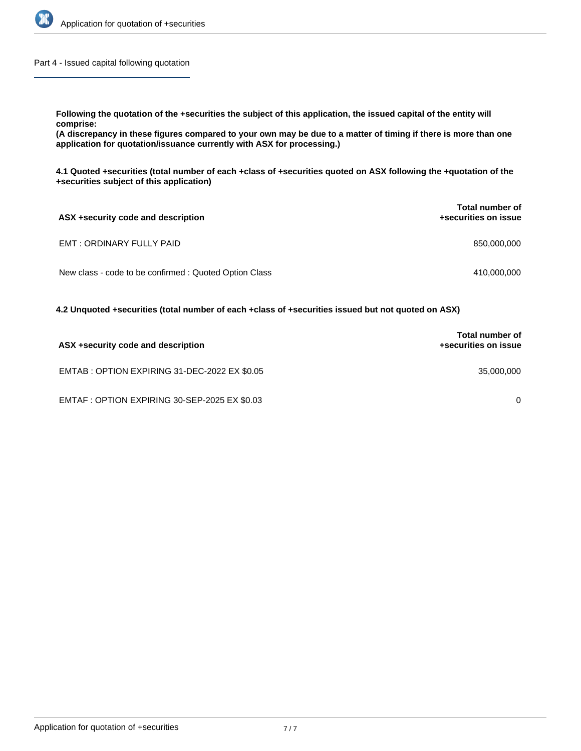## Part 4 - Issued capital following quotation

**Following the quotation of the +securities the subject of this application, the issued capital of the entity will comprise:**
**(A discrepancy in these figures compared to your own may be due to a matter of timing if there is more than one application for quotation/issuance currently with ASX for processing.)**

**4.1 Quoted +securities (total number of each +class of +securities quoted on ASX following the +quotation of the +securities subject of this application)**

| ASX +security code and description | Total number of +securities on issue |
|---|---|
| EMT : ORDINARY FULLY PAID | 850,000,000 |
| New class - code to be confirmed : Quoted Option Class | 410,000,000 |

**4.2 Unquoted +securities (total number of each +class of +securities issued but not quoted on ASX)**

| ASX +security code and description | Total number of +securities on issue |
|---|---|
| EMTAB : OPTION EXPIRING 31-DEC-2022 EX $0.05 | 35,000,000 |
| EMTAF : OPTION EXPIRING 30-SEP-2025 EX $0.03 | 0 |